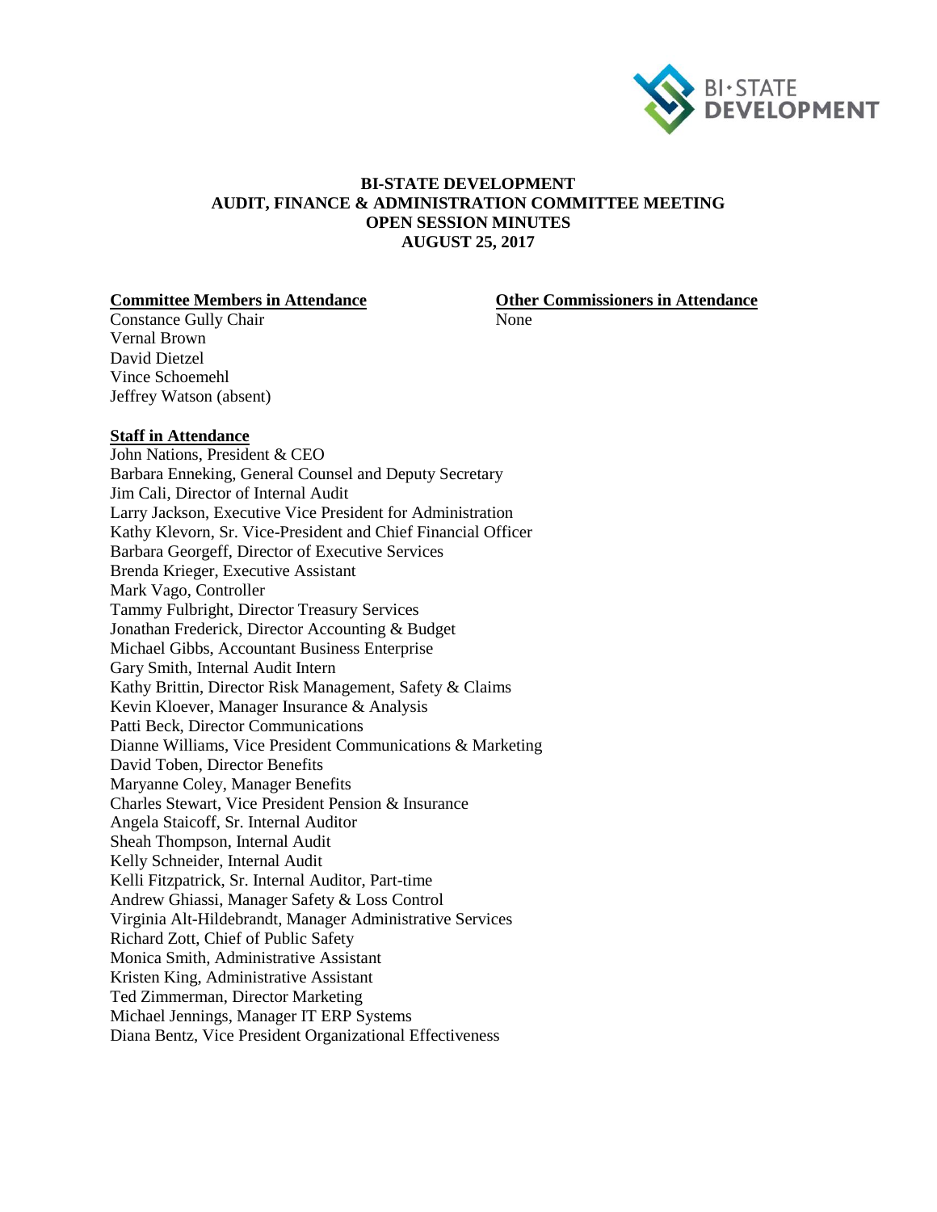BI•STATE DEVELOPMENT

# BI-STATE DEVELOPMENT
## AUDIT, FINANCE & ADMINISTRATION COMMITTEE MEETING
## OPEN SESSION MINUTES
## AUGUST 25, 2017

**Committee Members in Attendance**

Constance Gully Chair
Vernal Brown
David Dietzel
Vince Schoemehl
Jeffrey Watson (absent)

**Other Commissioners in Attendance**

None

**Staff in Attendance**

John Nations, President & CEO
Barbara Enneking, General Counsel and Deputy Secretary
Jim Cali, Director of Internal Audit
Larry Jackson, Executive Vice President for Administration
Kathy Klevorn, Sr. Vice-President and Chief Financial Officer
Barbara Georgeff, Director of Executive Services
Brenda Krieger, Executive Assistant
Mark Vago, Controller
Tammy Fulbright, Director Treasury Services
Jonathan Frederick, Director Accounting & Budget
Michael Gibbs, Accountant Business Enterprise
Gary Smith, Internal Audit Intern
Kathy Brittin, Director Risk Management, Safety & Claims
Kevin Kloever, Manager Insurance & Analysis
Patti Beck, Director Communications
Dianne Williams, Vice President Communications & Marketing
David Toben, Director Benefits
Maryanne Coley, Manager Benefits
Charles Stewart, Vice President Pension & Insurance
Angela Staicoff, Sr. Internal Auditor
Sheah Thompson, Internal Audit
Kelly Schneider, Internal Audit
Kelli Fitzpatrick, Sr. Internal Auditor, Part-time
Andrew Ghiassi, Manager Safety & Loss Control
Virginia Alt-Hildebrandt, Manager Administrative Services
Richard Zott, Chief of Public Safety
Monica Smith, Administrative Assistant
Kristen King, Administrative Assistant
Ted Zimmerman, Director Marketing
Michael Jennings, Manager IT ERP Systems
Diana Bentz, Vice President Organizational Effectiveness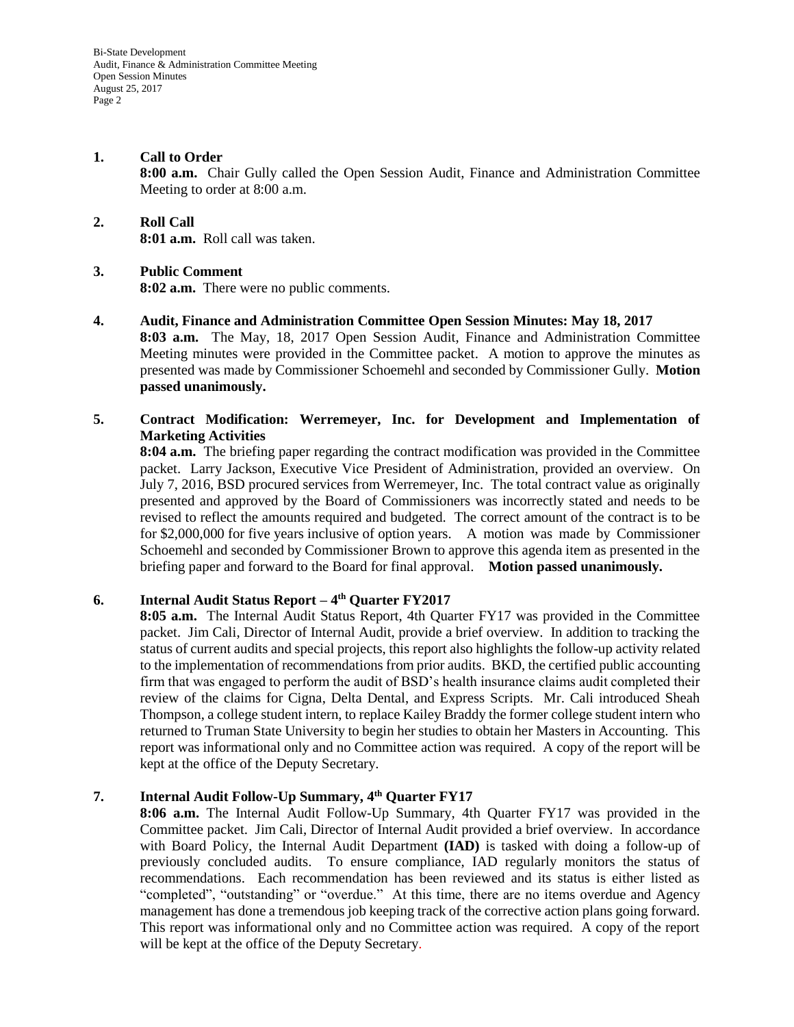**1. Call to Order**

**8:00 a.m.** Chair Gully called the Open Session Audit, Finance and Administration Committee Meeting to order at 8:00 a.m.

**2. Roll Call**

**8:01 a.m.** Roll call was taken.

**3. Public Comment**

**8:02 a.m.** There were no public comments.

**4. Audit, Finance and Administration Committee Open Session Minutes: May 18, 2017**

**8:03 a.m.** The May, 18, 2017 Open Session Audit, Finance and Administration Committee Meeting minutes were provided in the Committee packet. A motion to approve the minutes as presented was made by Commissioner Schoemehl and seconded by Commissioner Gully. **Motion passed unanimously.**

**5. Contract Modification: Werremeyer, Inc. for Development and Implementation of Marketing Activities**

**8:04 a.m.** The briefing paper regarding the contract modification was provided in the Committee packet. Larry Jackson, Executive Vice President of Administration, provided an overview. On July 7, 2016, BSD procured services from Werremeyer, Inc. The total contract value as originally presented and approved by the Board of Commissioners was incorrectly stated and needs to be revised to reflect the amounts required and budgeted. The correct amount of the contract is to be for $2,000,000 for five years inclusive of option years. A motion was made by Commissioner Schoemehl and seconded by Commissioner Brown to approve this agenda item as presented in the briefing paper and forward to the Board for final approval. **Motion passed unanimously.**

**6. Internal Audit Status Report – 4th Quarter FY2017**

**8:05 a.m.** The Internal Audit Status Report, 4th Quarter FY17 was provided in the Committee packet. Jim Cali, Director of Internal Audit, provide a brief overview. In addition to tracking the status of current audits and special projects, this report also highlights the follow-up activity related to the implementation of recommendations from prior audits. BKD, the certified public accounting firm that was engaged to perform the audit of BSD's health insurance claims audit completed their review of the claims for Cigna, Delta Dental, and Express Scripts. Mr. Cali introduced Sheah Thompson, a college student intern, to replace Kailey Braddy the former college student intern who returned to Truman State University to begin her studies to obtain her Masters in Accounting. This report was informational only and no Committee action was required. A copy of the report will be kept at the office of the Deputy Secretary.

**7. Internal Audit Follow-Up Summary, 4th Quarter FY17**

**8:06 a.m.** The Internal Audit Follow-Up Summary, 4th Quarter FY17 was provided in the Committee packet. Jim Cali, Director of Internal Audit provided a brief overview. In accordance with Board Policy, the Internal Audit Department **(IAD)** is tasked with doing a follow-up of previously concluded audits. To ensure compliance, IAD regularly monitors the status of recommendations. Each recommendation has been reviewed and its status is either listed as "completed", "outstanding" or "overdue." At this time, there are no items overdue and Agency management has done a tremendous job keeping track of the corrective action plans going forward. This report was informational only and no Committee action was required. A copy of the report will be kept at the office of the Deputy Secretary.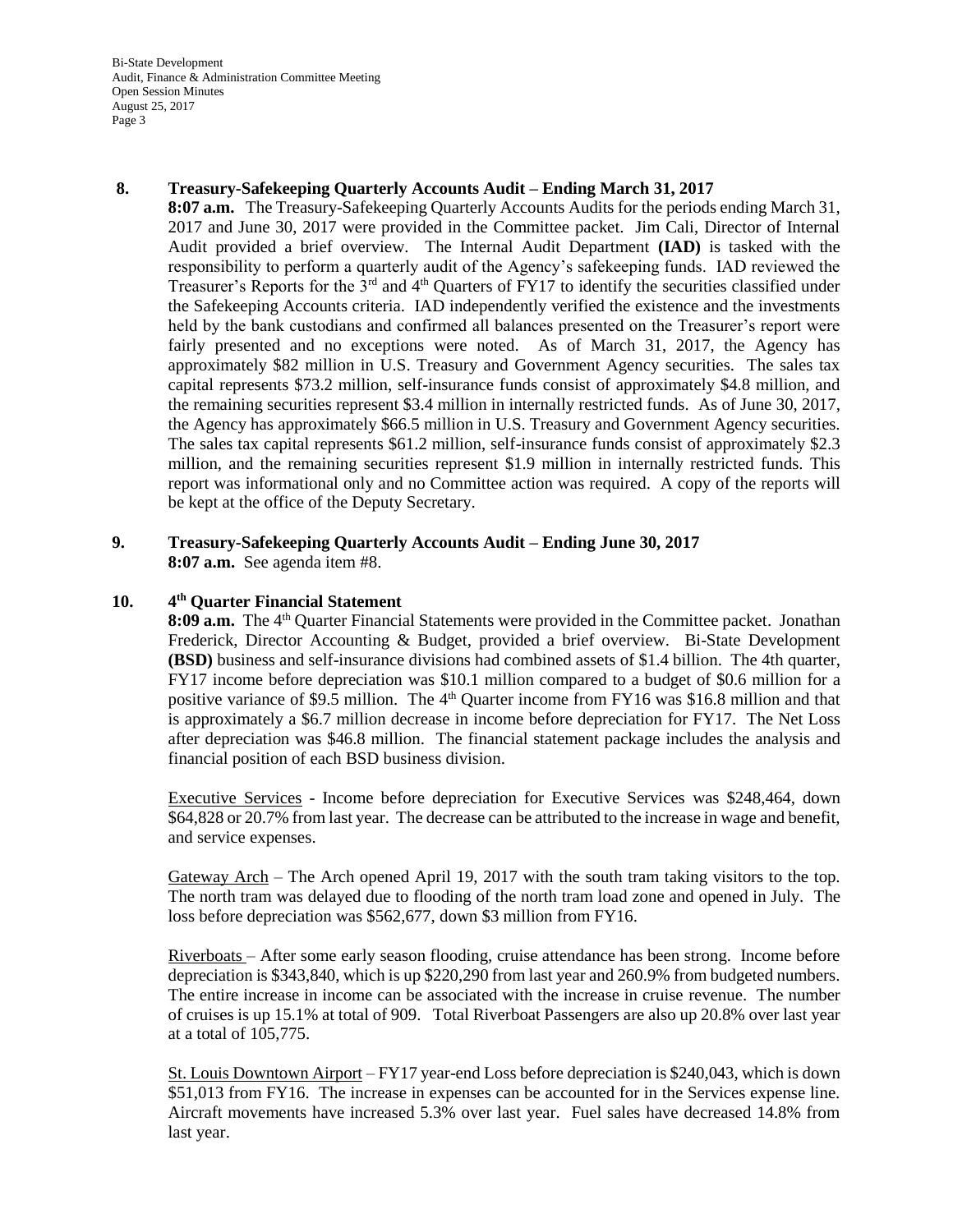**8. Treasury-Safekeeping Quarterly Accounts Audit – Ending March 31, 2017**

**8:07 a.m.** The Treasury-Safekeeping Quarterly Accounts Audits for the periods ending March 31, 2017 and June 30, 2017 were provided in the Committee packet. Jim Cali, Director of Internal Audit provided a brief overview. The Internal Audit Department **(IAD)** is tasked with the responsibility to perform a quarterly audit of the Agency's safekeeping funds. IAD reviewed the Treasurer's Reports for the 3rd and 4th Quarters of FY17 to identify the securities classified under the Safekeeping Accounts criteria. IAD independently verified the existence and the investments held by the bank custodians and confirmed all balances presented on the Treasurer's report were fairly presented and no exceptions were noted. As of March 31, 2017, the Agency has approximately $82 million in U.S. Treasury and Government Agency securities. The sales tax capital represents $73.2 million, self-insurance funds consist of approximately $4.8 million, and the remaining securities represent $3.4 million in internally restricted funds. As of June 30, 2017, the Agency has approximately $66.5 million in U.S. Treasury and Government Agency securities. The sales tax capital represents $61.2 million, self-insurance funds consist of approximately $2.3 million, and the remaining securities represent $1.9 million in internally restricted funds. This report was informational only and no Committee action was required. A copy of the reports will be kept at the office of the Deputy Secretary.

**9. Treasury-Safekeeping Quarterly Accounts Audit – Ending June 30, 2017**

**8:07 a.m.** See agenda item #8.

**10. 4th Quarter Financial Statement**

**8:09 a.m.** The 4th Quarter Financial Statements were provided in the Committee packet. Jonathan Frederick, Director Accounting & Budget, provided a brief overview. Bi-State Development **(BSD)** business and self-insurance divisions had combined assets of $1.4 billion. The 4th quarter, FY17 income before depreciation was $10.1 million compared to a budget of $0.6 million for a positive variance of $9.5 million. The 4th Quarter income from FY16 was $16.8 million and that is approximately a $6.7 million decrease in income before depreciation for FY17. The Net Loss after depreciation was $46.8 million. The financial statement package includes the analysis and financial position of each BSD business division.

Executive Services - Income before depreciation for Executive Services was $248,464, down $64,828 or 20.7% from last year. The decrease can be attributed to the increase in wage and benefit, and service expenses.

Gateway Arch – The Arch opened April 19, 2017 with the south tram taking visitors to the top. The north tram was delayed due to flooding of the north tram load zone and opened in July. The loss before depreciation was $562,677, down $3 million from FY16.

Riverboats – After some early season flooding, cruise attendance has been strong. Income before depreciation is $343,840, which is up $220,290 from last year and 260.9% from budgeted numbers. The entire increase in income can be associated with the increase in cruise revenue. The number of cruises is up 15.1% at total of 909. Total Riverboat Passengers are also up 20.8% over last year at a total of 105,775.

St. Louis Downtown Airport – FY17 year-end Loss before depreciation is $240,043, which is down $51,013 from FY16. The increase in expenses can be accounted for in the Services expense line. Aircraft movements have increased 5.3% over last year. Fuel sales have decreased 14.8% from last year.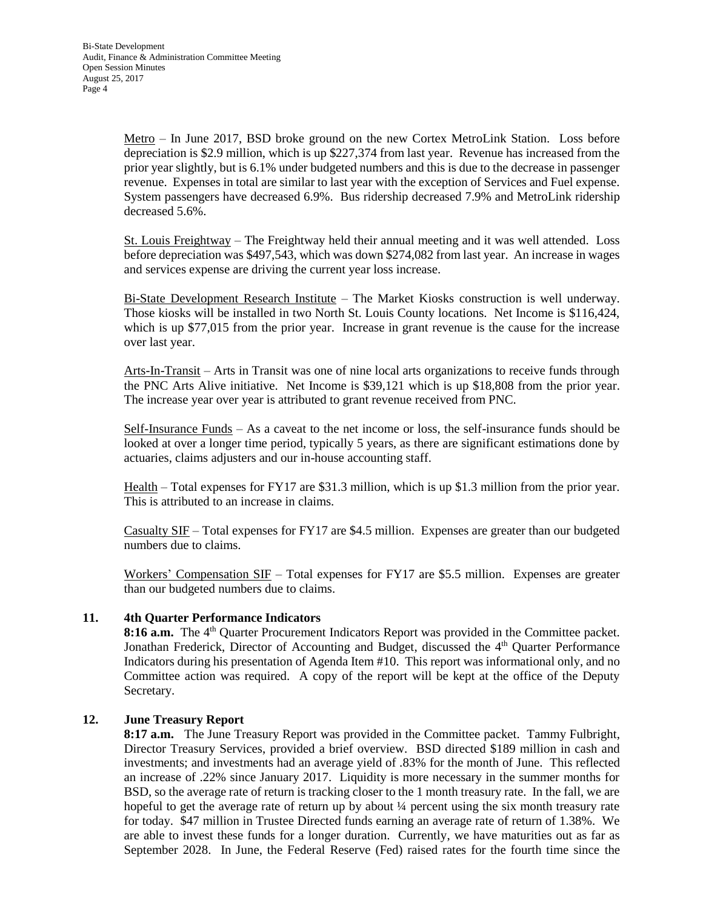Metro – In June 2017, BSD broke ground on the new Cortex MetroLink Station. Loss before depreciation is $2.9 million, which is up $227,374 from last year. Revenue has increased from the prior year slightly, but is 6.1% under budgeted numbers and this is due to the decrease in passenger revenue. Expenses in total are similar to last year with the exception of Services and Fuel expense. System passengers have decreased 6.9%. Bus ridership decreased 7.9% and MetroLink ridership decreased 5.6%.

St. Louis Freightway – The Freightway held their annual meeting and it was well attended. Loss before depreciation was $497,543, which was down $274,082 from last year. An increase in wages and services expense are driving the current year loss increase.

Bi-State Development Research Institute – The Market Kiosks construction is well underway. Those kiosks will be installed in two North St. Louis County locations. Net Income is $116,424, which is up $77,015 from the prior year. Increase in grant revenue is the cause for the increase over last year.

Arts-In-Transit – Arts in Transit was one of nine local arts organizations to receive funds through the PNC Arts Alive initiative. Net Income is $39,121 which is up $18,808 from the prior year. The increase year over year is attributed to grant revenue received from PNC.

Self-Insurance Funds – As a caveat to the net income or loss, the self-insurance funds should be looked at over a longer time period, typically 5 years, as there are significant estimations done by actuaries, claims adjusters and our in-house accounting staff.

Health – Total expenses for FY17 are $31.3 million, which is up $1.3 million from the prior year. This is attributed to an increase in claims.

Casualty SIF – Total expenses for FY17 are $4.5 million. Expenses are greater than our budgeted numbers due to claims.

Workers' Compensation SIF – Total expenses for FY17 are $5.5 million. Expenses are greater than our budgeted numbers due to claims.

**11. 4th Quarter Performance Indicators**

**8:16 a.m.** The 4th Quarter Procurement Indicators Report was provided in the Committee packet. Jonathan Frederick, Director of Accounting and Budget, discussed the 4th Quarter Performance Indicators during his presentation of Agenda Item #10. This report was informational only, and no Committee action was required. A copy of the report will be kept at the office of the Deputy Secretary.

**12. June Treasury Report**

**8:17 a.m.** The June Treasury Report was provided in the Committee packet. Tammy Fulbright, Director Treasury Services, provided a brief overview. BSD directed $189 million in cash and investments; and investments had an average yield of .83% for the month of June. This reflected an increase of .22% since January 2017. Liquidity is more necessary in the summer months for BSD, so the average rate of return is tracking closer to the 1 month treasury rate. In the fall, we are hopeful to get the average rate of return up by about ¼ percent using the six month treasury rate for today. $47 million in Trustee Directed funds earning an average rate of return of 1.38%. We are able to invest these funds for a longer duration. Currently, we have maturities out as far as September 2028. In June, the Federal Reserve (Fed) raised rates for the fourth time since the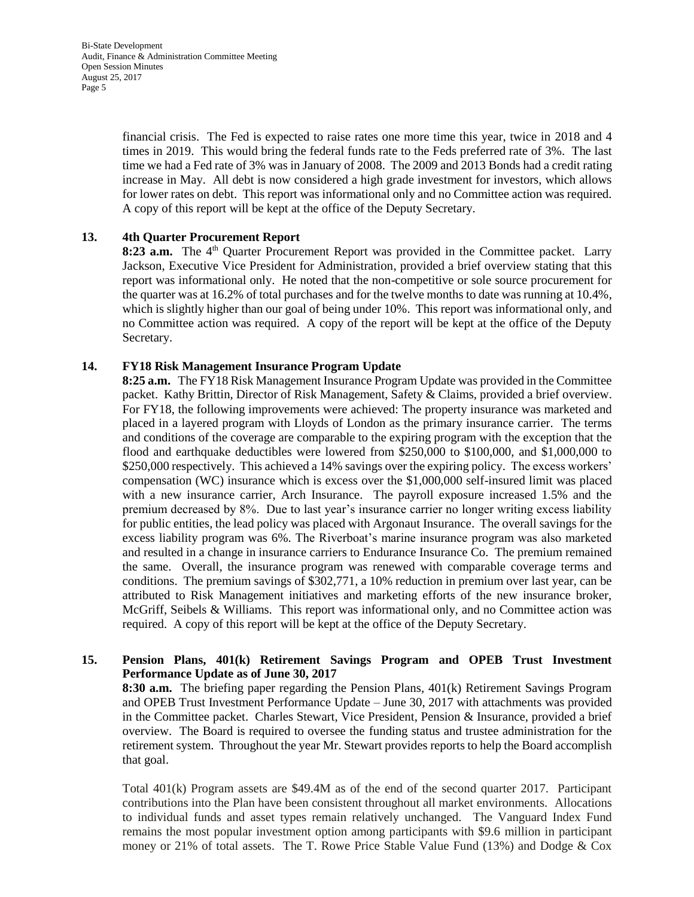financial crisis. The Fed is expected to raise rates one more time this year, twice in 2018 and 4 times in 2019. This would bring the federal funds rate to the Feds preferred rate of 3%. The last time we had a Fed rate of 3% was in January of 2008. The 2009 and 2013 Bonds had a credit rating increase in May. All debt is now considered a high grade investment for investors, which allows for lower rates on debt. This report was informational only and no Committee action was required. A copy of this report will be kept at the office of the Deputy Secretary.

**13. 4th Quarter Procurement Report**

**8:23 a.m.** The 4th Quarter Procurement Report was provided in the Committee packet. Larry Jackson, Executive Vice President for Administration, provided a brief overview stating that this report was informational only. He noted that the non-competitive or sole source procurement for the quarter was at 16.2% of total purchases and for the twelve months to date was running at 10.4%, which is slightly higher than our goal of being under 10%. This report was informational only, and no Committee action was required. A copy of the report will be kept at the office of the Deputy Secretary.

**14. FY18 Risk Management Insurance Program Update**

**8:25 a.m.** The FY18 Risk Management Insurance Program Update was provided in the Committee packet. Kathy Brittin, Director of Risk Management, Safety & Claims, provided a brief overview. For FY18, the following improvements were achieved: The property insurance was marketed and placed in a layered program with Lloyds of London as the primary insurance carrier. The terms and conditions of the coverage are comparable to the expiring program with the exception that the flood and earthquake deductibles were lowered from $250,000 to $100,000, and $1,000,000 to $250,000 respectively. This achieved a 14% savings over the expiring policy. The excess workers' compensation (WC) insurance which is excess over the $1,000,000 self-insured limit was placed with a new insurance carrier, Arch Insurance. The payroll exposure increased 1.5% and the premium decreased by 8%. Due to last year's insurance carrier no longer writing excess liability for public entities, the lead policy was placed with Argonaut Insurance. The overall savings for the excess liability program was 6%. The Riverboat's marine insurance program was also marketed and resulted in a change in insurance carriers to Endurance Insurance Co. The premium remained the same. Overall, the insurance program was renewed with comparable coverage terms and conditions. The premium savings of $302,771, a 10% reduction in premium over last year, can be attributed to Risk Management initiatives and marketing efforts of the new insurance broker, McGriff, Seibels & Williams. This report was informational only, and no Committee action was required. A copy of this report will be kept at the office of the Deputy Secretary.

**15. Pension Plans, 401(k) Retirement Savings Program and OPEB Trust Investment Performance Update as of June 30, 2017**

**8:30 a.m.** The briefing paper regarding the Pension Plans, 401(k) Retirement Savings Program and OPEB Trust Investment Performance Update – June 30, 2017 with attachments was provided in the Committee packet. Charles Stewart, Vice President, Pension & Insurance, provided a brief overview. The Board is required to oversee the funding status and trustee administration for the retirement system. Throughout the year Mr. Stewart provides reports to help the Board accomplish that goal.

Total 401(k) Program assets are $49.4M as of the end of the second quarter 2017. Participant contributions into the Plan have been consistent throughout all market environments. Allocations to individual funds and asset types remain relatively unchanged. The Vanguard Index Fund remains the most popular investment option among participants with $9.6 million in participant money or 21% of total assets. The T. Rowe Price Stable Value Fund (13%) and Dodge & Cox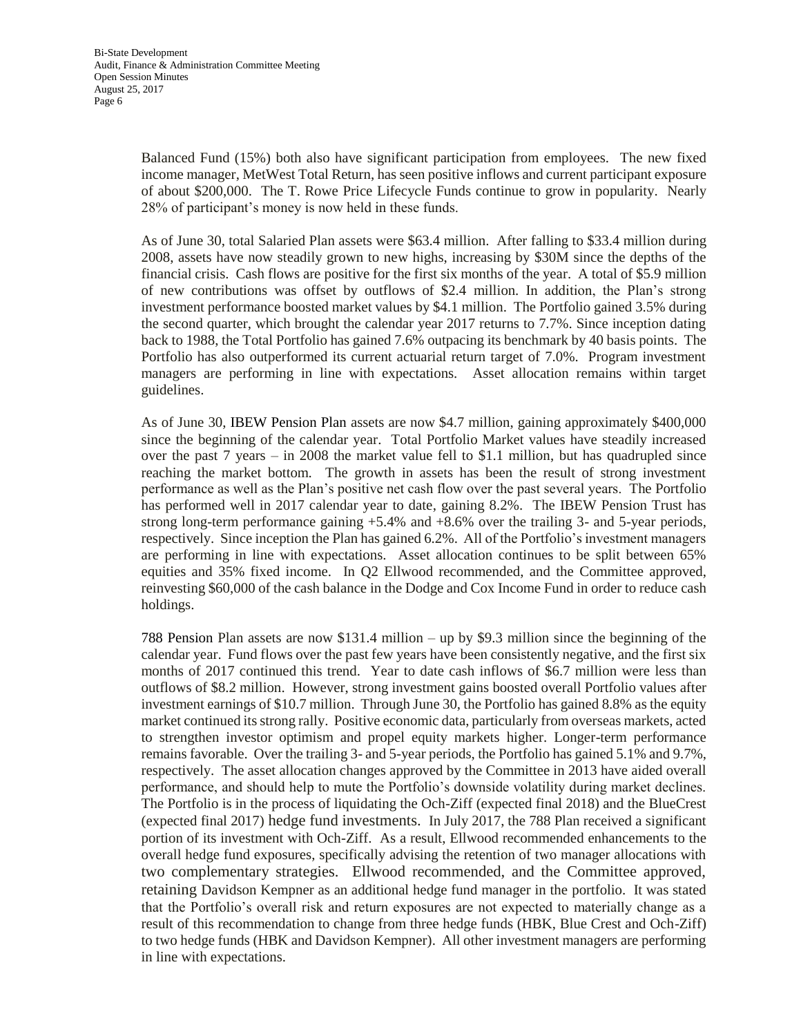Balanced Fund (15%) both also have significant participation from employees. The new fixed income manager, MetWest Total Return, has seen positive inflows and current participant exposure of about $200,000. The T. Rowe Price Lifecycle Funds continue to grow in popularity. Nearly 28% of participant's money is now held in these funds.

As of June 30, total Salaried Plan assets were $63.4 million. After falling to $33.4 million during 2008, assets have now steadily grown to new highs, increasing by $30M since the depths of the financial crisis. Cash flows are positive for the first six months of the year. A total of $5.9 million of new contributions was offset by outflows of $2.4 million. In addition, the Plan's strong investment performance boosted market values by $4.1 million. The Portfolio gained 3.5% during the second quarter, which brought the calendar year 2017 returns to 7.7%. Since inception dating back to 1988, the Total Portfolio has gained 7.6% outpacing its benchmark by 40 basis points. The Portfolio has also outperformed its current actuarial return target of 7.0%. Program investment managers are performing in line with expectations. Asset allocation remains within target guidelines.

As of June 30, IBEW Pension Plan assets are now $4.7 million, gaining approximately $400,000 since the beginning of the calendar year. Total Portfolio Market values have steadily increased over the past 7 years – in 2008 the market value fell to $1.1 million, but has quadrupled since reaching the market bottom. The growth in assets has been the result of strong investment performance as well as the Plan's positive net cash flow over the past several years. The Portfolio has performed well in 2017 calendar year to date, gaining 8.2%. The IBEW Pension Trust has strong long-term performance gaining +5.4% and +8.6% over the trailing 3- and 5-year periods, respectively. Since inception the Plan has gained 6.2%. All of the Portfolio's investment managers are performing in line with expectations. Asset allocation continues to be split between 65% equities and 35% fixed income. In Q2 Ellwood recommended, and the Committee approved, reinvesting $60,000 of the cash balance in the Dodge and Cox Income Fund in order to reduce cash holdings.

788 Pension Plan assets are now $131.4 million – up by $9.3 million since the beginning of the calendar year. Fund flows over the past few years have been consistently negative, and the first six months of 2017 continued this trend. Year to date cash inflows of $6.7 million were less than outflows of $8.2 million. However, strong investment gains boosted overall Portfolio values after investment earnings of $10.7 million. Through June 30, the Portfolio has gained 8.8% as the equity market continued its strong rally. Positive economic data, particularly from overseas markets, acted to strengthen investor optimism and propel equity markets higher. Longer-term performance remains favorable. Over the trailing 3- and 5-year periods, the Portfolio has gained 5.1% and 9.7%, respectively. The asset allocation changes approved by the Committee in 2013 have aided overall performance, and should help to mute the Portfolio's downside volatility during market declines. The Portfolio is in the process of liquidating the Och-Ziff (expected final 2018) and the BlueCrest (expected final 2017) hedge fund investments. In July 2017, the 788 Plan received a significant portion of its investment with Och-Ziff. As a result, Ellwood recommended enhancements to the overall hedge fund exposures, specifically advising the retention of two manager allocations with two complementary strategies. Ellwood recommended, and the Committee approved, retaining Davidson Kempner as an additional hedge fund manager in the portfolio. It was stated that the Portfolio's overall risk and return exposures are not expected to materially change as a result of this recommendation to change from three hedge funds (HBK, Blue Crest and Och-Ziff) to two hedge funds (HBK and Davidson Kempner). All other investment managers are performing in line with expectations.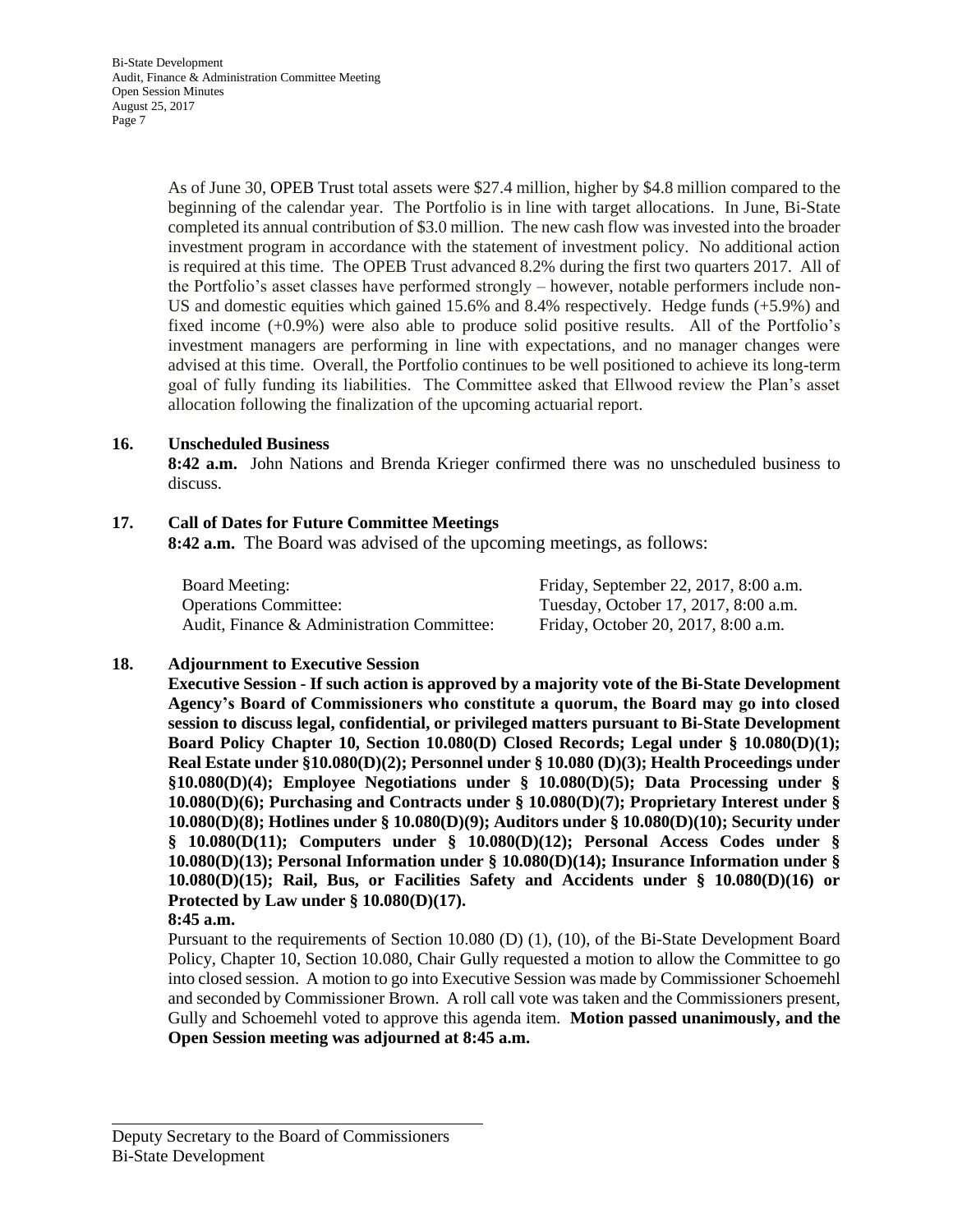As of June 30, OPEB Trust total assets were $27.4 million, higher by $4.8 million compared to the beginning of the calendar year. The Portfolio is in line with target allocations. In June, Bi-State completed its annual contribution of $3.0 million. The new cash flow was invested into the broader investment program in accordance with the statement of investment policy. No additional action is required at this time. The OPEB Trust advanced 8.2% during the first two quarters 2017. All of the Portfolio's asset classes have performed strongly – however, notable performers include non-US and domestic equities which gained 15.6% and 8.4% respectively. Hedge funds (+5.9%) and fixed income (+0.9%) were also able to produce solid positive results. All of the Portfolio's investment managers are performing in line with expectations, and no manager changes were advised at this time. Overall, the Portfolio continues to be well positioned to achieve its long-term goal of fully funding its liabilities. The Committee asked that Ellwood review the Plan's asset allocation following the finalization of the upcoming actuarial report.

**16. Unscheduled Business**

**8:42 a.m.** John Nations and Brenda Krieger confirmed there was no unscheduled business to discuss.

**17. Call of Dates for Future Committee Meetings**

**8:42 a.m.** The Board was advised of the upcoming meetings, as follows:

| | |
|---|---|
| Board Meeting: | Friday, September 22, 2017, 8:00 a.m. |
| Operations Committee: | Tuesday, October 17, 2017, 8:00 a.m. |
| Audit, Finance & Administration Committee: | Friday, October 20, 2017, 8:00 a.m. |

**18. Adjournment to Executive Session**

**Executive Session - If such action is approved by a majority vote of the Bi-State Development Agency's Board of Commissioners who constitute a quorum, the Board may go into closed session to discuss legal, confidential, or privileged matters pursuant to Bi-State Development Board Policy Chapter 10, Section 10.080(D) Closed Records; Legal under § 10.080(D)(1); Real Estate under §10.080(D)(2); Personnel under § 10.080 (D)(3); Health Proceedings under §10.080(D)(4); Employee Negotiations under § 10.080(D)(5); Data Processing under § 10.080(D)(6); Purchasing and Contracts under § 10.080(D)(7); Proprietary Interest under § 10.080(D)(8); Hotlines under § 10.080(D)(9); Auditors under § 10.080(D)(10); Security under § 10.080(D(11); Computers under § 10.080(D)(12); Personal Access Codes under § 10.080(D)(13); Personal Information under § 10.080(D)(14); Insurance Information under § 10.080(D)(15); Rail, Bus, or Facilities Safety and Accidents under § 10.080(D)(16) or Protected by Law under § 10.080(D)(17).**

**8:45 a.m.**

Pursuant to the requirements of Section 10.080 (D) (1), (10), of the Bi-State Development Board Policy, Chapter 10, Section 10.080, Chair Gully requested a motion to allow the Committee to go into closed session. A motion to go into Executive Session was made by Commissioner Schoemehl and seconded by Commissioner Brown. A roll call vote was taken and the Commissioners present, Gully and Schoemehl voted to approve this agenda item. **Motion passed unanimously, and the Open Session meeting was adjourned at 8:45 a.m.**

\_\_\_\_\_\_\_\_\_\_\_\_\_\_\_\_\_\_\_\_\_\_\_\_\_\_\_\_\_\_\_\_\_\_\_\_\_\_\_\_

Deputy Secretary to the Board of Commissioners
Bi-State Development